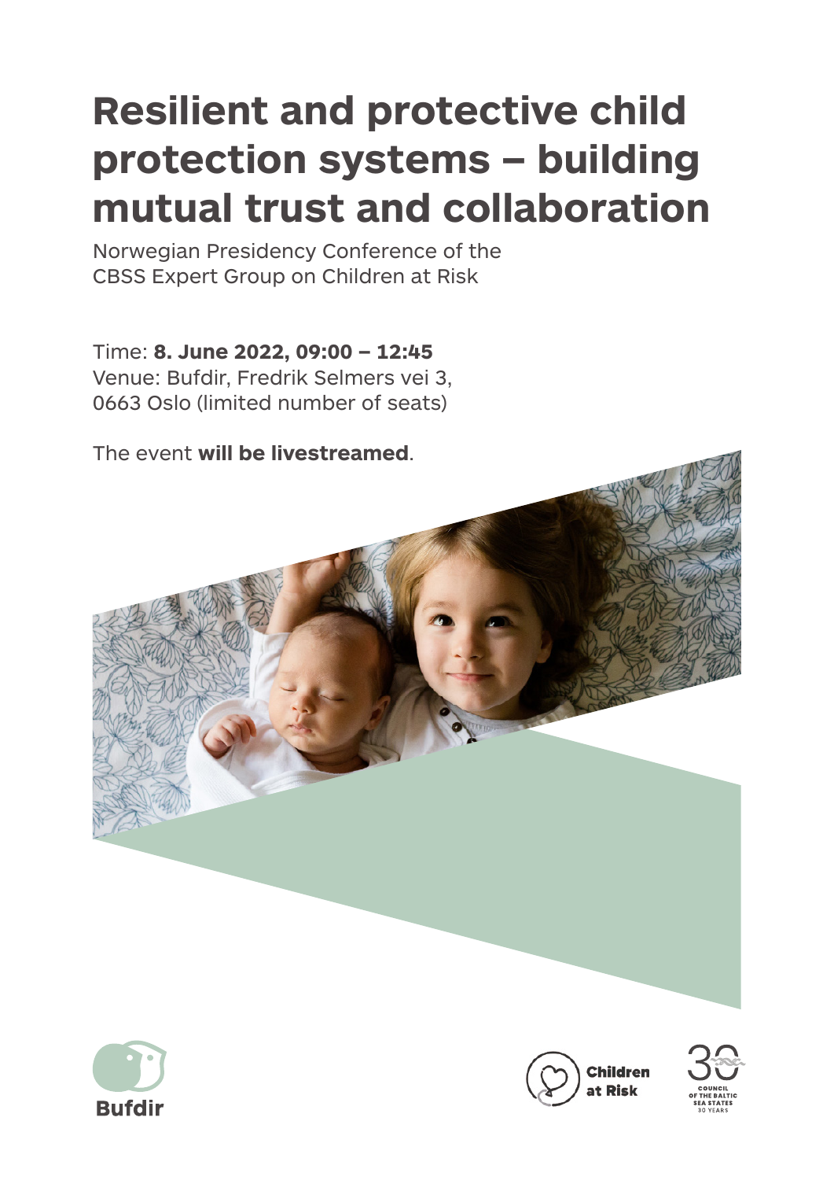# Resilient and protective child protection systems – building mutual trust and collaboration

Norwegian Presidency Conference of the
CBSS Expert Group on Children at Risk

Time: **8. June 2022, 09:00 – 12:45**
Venue: Bufdir, Fredrik Selmers vei 3,
0663 Oslo (limited number of seats)

The event **will be livestreamed**.

Bufdir

Children at Risk

30 COUNCIL OF THE BALTIC SEA STATES 30 YEARS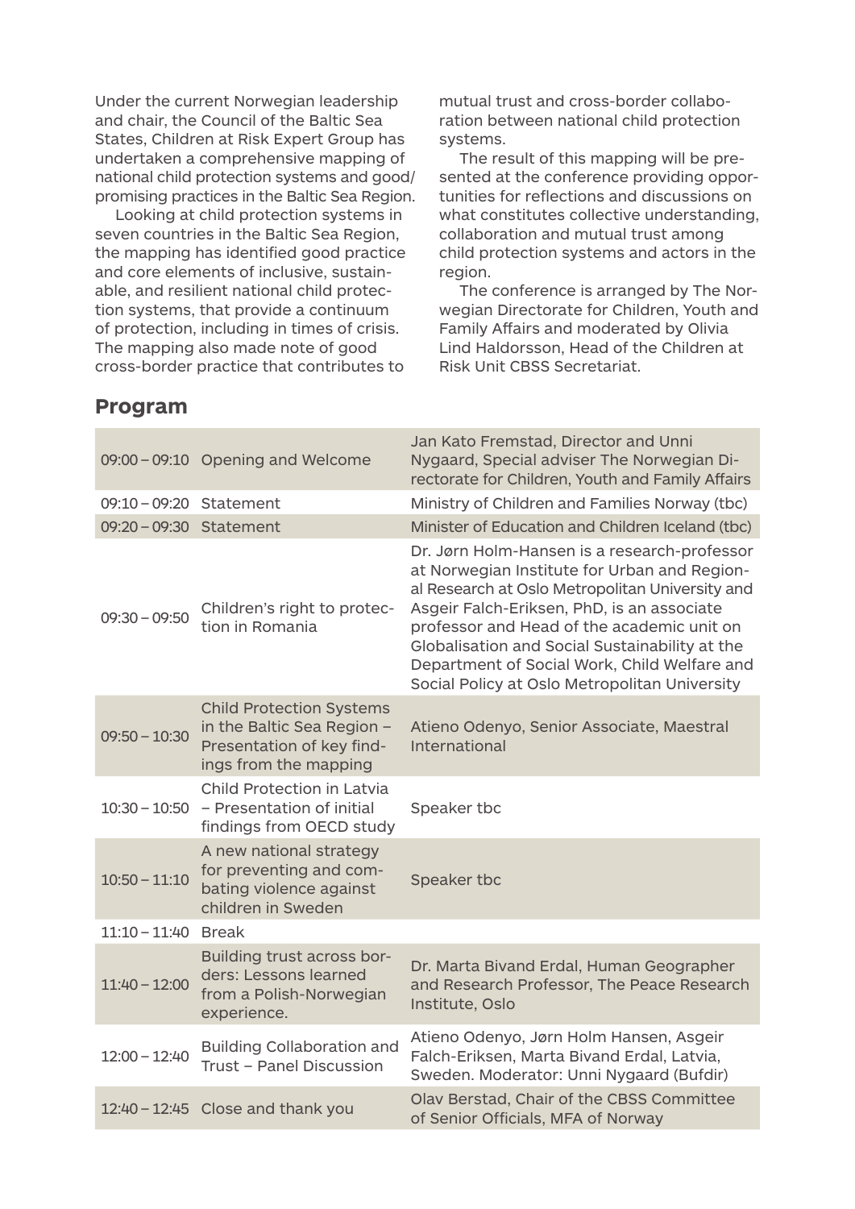Under the current Norwegian leadership and chair, the Council of the Baltic Sea States, Children at Risk Expert Group has undertaken a comprehensive mapping of national child protection systems and good/promising practices in the Baltic Sea Region.

Looking at child protection systems in seven countries in the Baltic Sea Region, the mapping has identified good practice and core elements of inclusive, sustainable, and resilient national child protection systems, that provide a continuum of protection, including in times of crisis. The mapping also made note of good cross-border practice that contributes to mutual trust and cross-border collaboration between national child protection systems.

The result of this mapping will be presented at the conference providing opportunities for reflections and discussions on what constitutes collective understanding, collaboration and mutual trust among child protection systems and actors in the region.

The conference is arranged by The Norwegian Directorate for Children, Youth and Family Affairs and moderated by Olivia Lind Haldorsson, Head of the Children at Risk Unit CBSS Secretariat.

## Program

| | | |
|---|---|---|
| 09:00 – 09:10 | Opening and Welcome | Jan Kato Fremstad, Director and Unni Nygaard, Special adviser The Norwegian Directorate for Children, Youth and Family Affairs |
| 09:10 – 09:20 | Statement | Ministry of Children and Families Norway (tbc) |
| 09:20 – 09:30 | Statement | Minister of Education and Children Iceland (tbc) |
| 09:30 – 09:50 | Children's right to protection in Romania | Dr. Jørn Holm-Hansen is a research-professor at Norwegian Institute for Urban and Regional Research at Oslo Metropolitan University and Asgeir Falch-Eriksen, PhD, is an associate professor and Head of the academic unit on Globalisation and Social Sustainability at the Department of Social Work, Child Welfare and Social Policy at Oslo Metropolitan University |
| 09:50 – 10:30 | Child Protection Systems in the Baltic Sea Region – Presentation of key findings from the mapping | Atieno Odenyo, Senior Associate, Maestral International |
| 10:30 – 10:50 | Child Protection in Latvia – Presentation of initial findings from OECD study | Speaker tbc |
| 10:50 – 11:10 | A new national strategy for preventing and combating violence against children in Sweden | Speaker tbc |
| 11:10 – 11:40 | Break | |
| 11:40 – 12:00 | Building trust across borders: Lessons learned from a Polish-Norwegian experience. | Dr. Marta Bivand Erdal, Human Geographer and Research Professor, The Peace Research Institute, Oslo |
| 12:00 – 12:40 | Building Collaboration and Trust – Panel Discussion | Atieno Odenyo, Jørn Holm Hansen, Asgeir Falch-Eriksen, Marta Bivand Erdal, Latvia, Sweden. Moderator: Unni Nygaard (Bufdir) |
| 12:40 – 12:45 | Close and thank you | Olav Berstad, Chair of the CBSS Committee of Senior Officials, MFA of Norway |